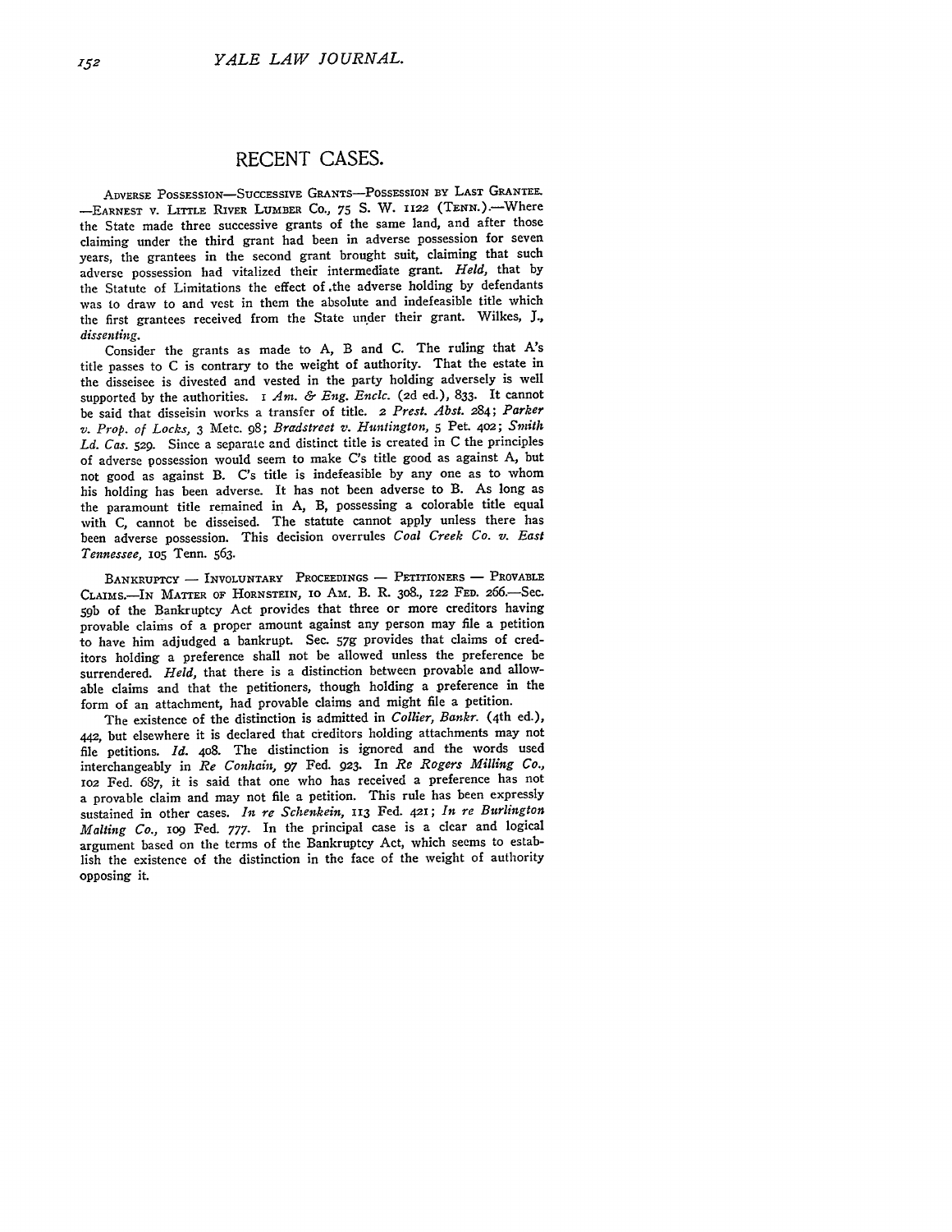# RECENT CASES.

ADVERSE POSSESSION—SUCCESSIVE GRANTS—POSSESSION BY LAST GRANTEE. —EARNEST *v.* LITTLE RIVER LUMBER CO., 75 S. W. 1122 (TENN.).—Where the State made three successive grants of the same land, and after those claiming under the third grant had been in adverse possession for seven years, the grantees in the second grant brought suit, claiming that such adverse possession had vitalized their intermediate grant. *Held,* that by the Statute of Limitations the effect of the adverse holding by defendants was to draw to and vest in them the absolute and indefeasible title which the first grantees received from the State under their grant. Wilkes, J., *dissenting.*

Consider the grants as made to A, B and C. The ruling that A's title passes to C is contrary to the weight of authority. That the estate in the disseisee is divested and vested in the party holding adversely is well supported by the authorities. 1 *Am. & Eng. Encl.* (2d ed.), 833. It cannot be said that disseisin works a transfer of title. 2 *Prest. Abst.* 284; *Parker v. Prop. of Locks,* 3 Metc. 98; *Bradstreet v. Huntington,* 5 Pet. 402; *Smith Ld. Cas.* 529. Since a separate and distinct title is created in C the principles of adverse possession would seem to make C's title good as against A, but not good as against B. C's title is indefeasible by any one as to whom his holding has been adverse. It has not been adverse to B. As long as the paramount title remained in A, B, possessing a colorable title equal with C, cannot be disseised. The statute cannot apply unless there has been adverse possession. This decision overrules *Coal Creek Co. v. East Tennessee,* 105 Tenn. 563.

BANKRUPTCY — INVOLUNTARY PROCEEDINGS — PETITIONERS — PROVABLE CLAIMS.—IN MATTER OF HORNSTEIN, 10 AM. B. R. 308., 122 FED. 266.—Sec. 59b of the Bankruptcy Act provides that three or more creditors having provable claims of a proper amount against any person may file a petition to have him adjudged a bankrupt. Sec. 57g provides that claims of creditors holding a preference shall not be allowed unless the preference be surrendered. *Held,* that there is a distinction between provable and allowable claims and that the petitioners, though holding a preference in the form of an attachment, had provable claims and might file a petition.

The existence of the distinction is admitted in *Collier, Bankr.* (4th ed.), 442, but elsewhere it is declared that creditors holding attachments may not file petitions. *Id.* 408. The distinction is ignored and the words used interchangeably in *Re Conhain,* 97 Fed. 923. In *Re Rogers Milling Co.,* 102 Fed. 687, it is said that one who has received a preference has not a provable claim and may not file a petition. This rule has been expressly sustained in other cases. *In re Schenkein,* 113 Fed. 421; *In re Burlington Malting Co.,* 109 Fed. 777. In the principal case is a clear and logical argument based on the terms of the Bankruptcy Act, which seems to establish the existence of the distinction in the face of the weight of authority opposing it.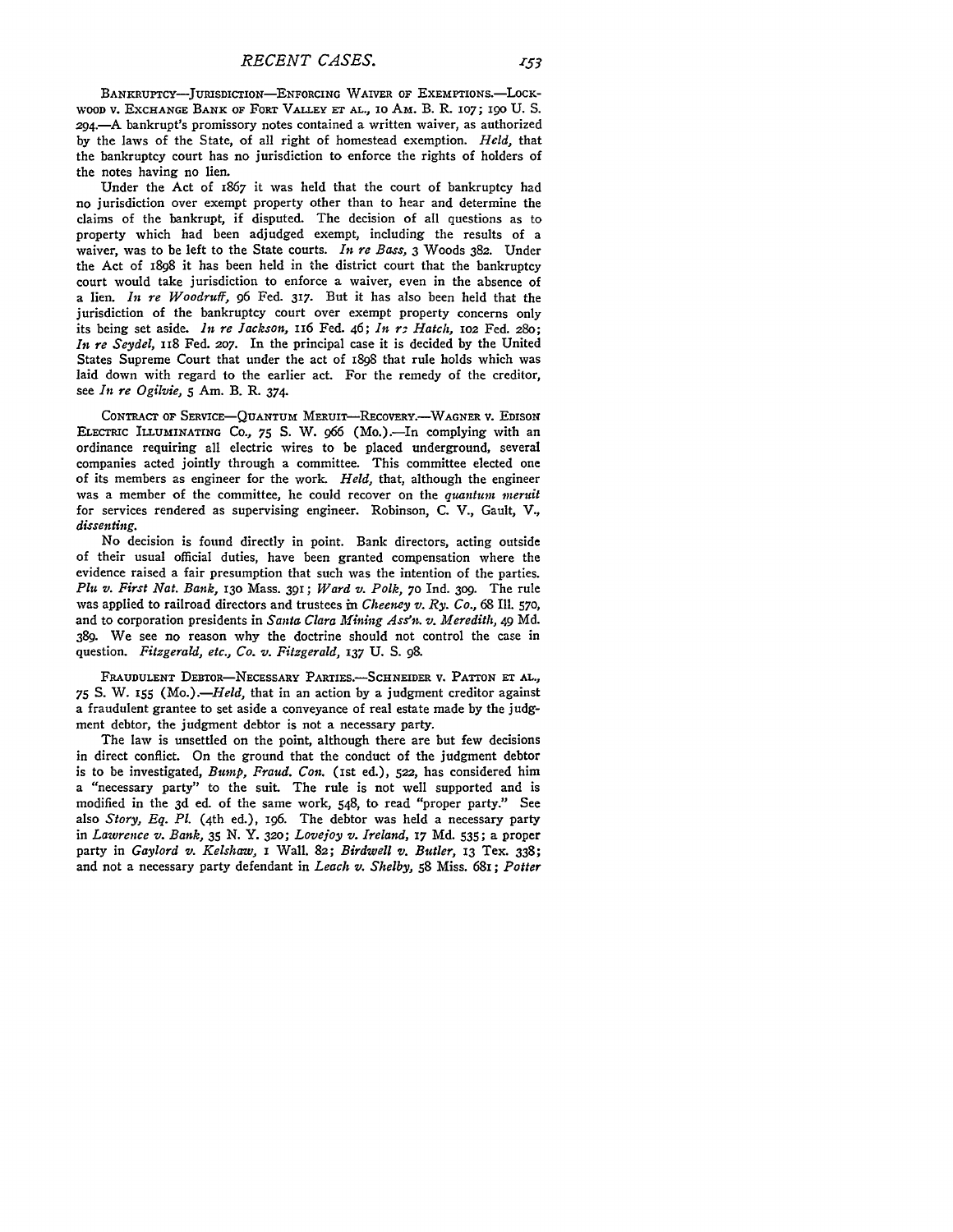BANKRUPTCY—JURISDICTION—ENFORCING WAIVER OF EXEMPTIONS.—LOCKWOOD v. EXCHANGE BANK OF FORT VALLEY ET AL., 10 AM. B. R. 107; 190 U. S. 294.—A bankrupt's promissory notes contained a written waiver, as authorized by the laws of the State, of all right of homestead exemption. *Held,* that the bankruptcy court has no jurisdiction to enforce the rights of holders of the notes having no lien.

Under the Act of 1867 it was held that the court of bankruptcy had no jurisdiction over exempt property other than to hear and determine the claims of the bankrupt, if disputed. The decision of all questions as to property which had been adjudged exempt, including the results of a waiver, was to be left to the State courts. *In re Bass,* 3 Woods 382. Under the Act of 1898 it has been held in the district court that the bankruptcy court would take jurisdiction to enforce a waiver, even in the absence of a lien. *In re Woodruff,* 96 Fed. 317. But it has also been held that the jurisdiction of the bankruptcy court over exempt property concerns only its being set aside. *In re Jackson,* 116 Fed. 46; *In re Hatch,* 102 Fed. 280; *In re Seydel,* 118 Fed. 207. In the principal case it is decided by the United States Supreme Court that under the act of 1898 that rule holds which was laid down with regard to the earlier act. For the remedy of the creditor, see *In re Ogilvie,* 5 Am. B. R. 374.

CONTRACT OF SERVICE—QUANTUM MERUIT—RECOVERY.—WAGNER v. EDISON ELECTRIC ILLUMINATING CO., 75 S. W. 966 (Mo.).—In complying with an ordinance requiring all electric wires to be placed underground, several companies acted jointly through a committee. This committee elected one of its members as engineer for the work. *Held,* that, although the engineer was a member of the committee, he could recover on the *quantum meruit* for services rendered as supervising engineer. Robinson, C. V., Gault, V., *dissenting.*

No decision is found directly in point. Bank directors, acting outside of their usual official duties, have been granted compensation where the evidence raised a fair presumption that such was the intention of the parties. *Plu v. First Nat. Bank,* 130 Mass. 391; *Ward v. Polk,* 70 Ind. 309. The rule was applied to railroad directors and trustees in *Cheeney v. Ry. Co.,* 68 Ill. 570, and to corporation presidents in *Santa Clara Mining Ass'n. v. Meredith,* 49 Md. 389. We see no reason why the doctrine should not control the case in question. *Fitzgerald, etc., Co. v. Fitzgerald,* 137 U. S. 98.

FRAUDULENT DEBTOR—NECESSARY PARTIES.—SCHNEIDER v. PATTON ET AL., 75 S. W. 155 (Mo.).—*Held,* that in an action by a judgment creditor against a fraudulent grantee to set aside a conveyance of real estate made by the judgment debtor, the judgment debtor is not a necessary party.

The law is unsettled on the point, although there are but few decisions in direct conflict. On the ground that the conduct of the judgment debtor is to be investigated, *Bump, Fraud. Con.* (1st ed.), 522, has considered him a "necessary party" to the suit. The rule is not well supported and is modified in the 3d ed. of the same work, 548, to read "proper party." See also *Story, Eq. Pl.* (4th ed.), 196. The debtor was held a necessary party in *Lawrence v. Bank,* 35 N. Y. 320; *Lovejoy v. Ireland,* 17 Md. 535; a proper party in *Gaylord v. Kelshaw,* 1 Wall. 82; *Birdwell v. Butler,* 13 Tex. 338; and not a necessary party defendant in *Leach v. Shelby,* 58 Miss. 681; *Potter*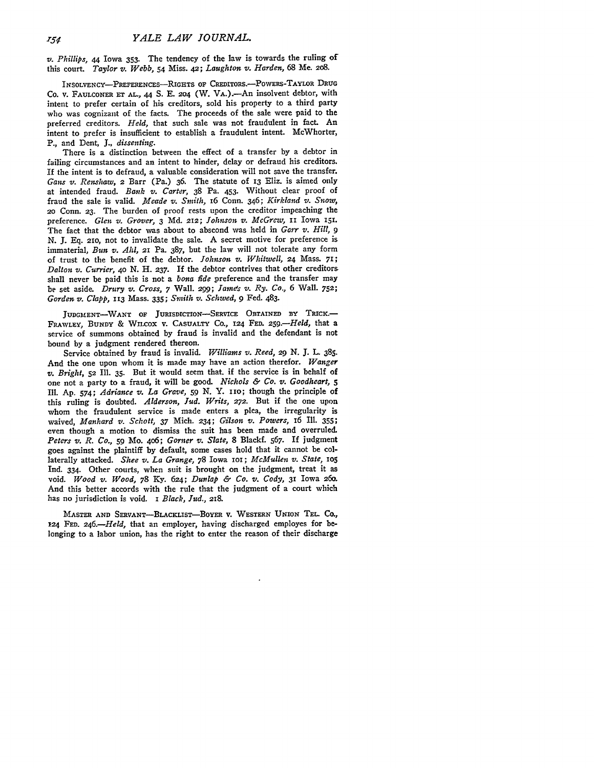*v. Phillips*, 44 Iowa 353. The tendency of the law is towards the ruling of this court. *Taylor v. Webb*, 54 Miss. 42; *Laughton v. Harden*, 68 Me. 208.

INSOLVENCY—PREFERENCES—RIGHTS OF CREDITORS.—POWERS-TAYLOR DRUG CO. V. FAULCONER ET AL., 44 S. E. 204 (W. VA.).—An insolvent debtor, with intent to prefer certain of his creditors, sold his property to a third party who was cognizant of the facts. The proceeds of the sale were paid to the preferred creditors. *Held*, that such sale was not fraudulent in fact. An intent to prefer is insufficient to establish a fraudulent intent. McWhorter, P., and Dent, J., *dissenting*.

There is a distinction between the effect of a transfer by a debtor in failing circumstances and an intent to hinder, delay or defraud his creditors. If the intent is to defraud, a valuable consideration will not save the transfer. *Gans v. Renshaw*, 2 Barr (Pa.) 36. The statute of 13 Eliz. is aimed only at intended fraud. *Bank v. Carter*, 38 Pa. 453. Without clear proof of fraud the sale is valid. *Meade v. Smith*, 16 Conn. 346; *Kirkland v. Snow*, 20 Conn. 23. The burden of proof rests upon the creditor impeaching the preference. *Glen v. Grover*, 3 Md. 212; *Johnson v. McGrew*, 11 Iowa 151. The fact that the debtor was about to abscond was held in *Garr v. Hill*, 9 N. J. Eq. 210, not to invalidate the sale. A secret motive for preference is immaterial, *Bun v. Ahl*, 21 Pa. 387, but the law will not tolerate any form of trust to the benefit of the debtor. *Johnson v. Whitwell*, 24 Mass. 71; *Dalton v. Currier*, 40 N. H. 237. If the debtor contrives that other creditors shall never be paid this is not a *bona fide* preference and the transfer may be set aside. *Drury v. Cross*, 7 Wall. 299; *James v. Ry. Co.*, 6 Wall. 752; *Gorden v. Clapp*, 113 Mass. 335; *Smith v. Schwed*, 9 Fed. 483.

JUDGMENT—WANT OF JURISDICTION—SERVICE OBTAINED BY TRICK.—FRAWLEY, BUNDY & WILCOX V. CASUALTY CO., 124 FED. 259.—*Held*, that a service of summons obtained by fraud is invalid and the defendant is not bound by a judgment rendered thereon.

Service obtained by fraud is invalid. *Williams v. Reed*, 29 N. J. L. 385. And the one upon whom it is made may have an action therefor. *Wanger v. Bright*, 52 Ill. 35. But it would seem that. if the service is in behalf of one not a party to a fraud, it will be good. *Nichols & Co. v. Goodheart*, 5 Ill. Ap. 574; *Adriance v. La Grave*, 59 N. Y. 110; though the principle of this ruling is doubted. *Alderson, Jud. Writs*, 272. But if the one upon whom the fraudulent service is made enters a plea, the irregularity is waived, *Manhard v. Schott*, 37 Mich. 234; *Gilson v. Powers*, 16 Ill. 355; even though a motion to dismiss the suit has been made and overruled. *Peters v. R. Co.*, 59 Mo. 406; *Gorner v. State*, 8 Blackf. 567. If judgment goes against the plaintiff by default, some cases hold that it cannot be collaterally attacked. *Shee v. La Grange*, 78 Iowa 101; *McMullen v. State*, 105 Ind. 334. Other courts, when suit is brought on the judgment, treat it as void. *Wood v. Wood*, 78 Ky. 624; *Dunlap & Co. v. Cody*, 31 Iowa 260. And this better accords with the rule that the judgment of a court which has no jurisdiction is void. 1 *Black, Jud.*, 218.

MASTER AND SERVANT—BLACKLIST—BOYER V. WESTERN UNION TEL. CO., 124 FED. 246.—*Held*, that an employer, having discharged employes for belonging to a labor union, has the right to enter the reason of their discharge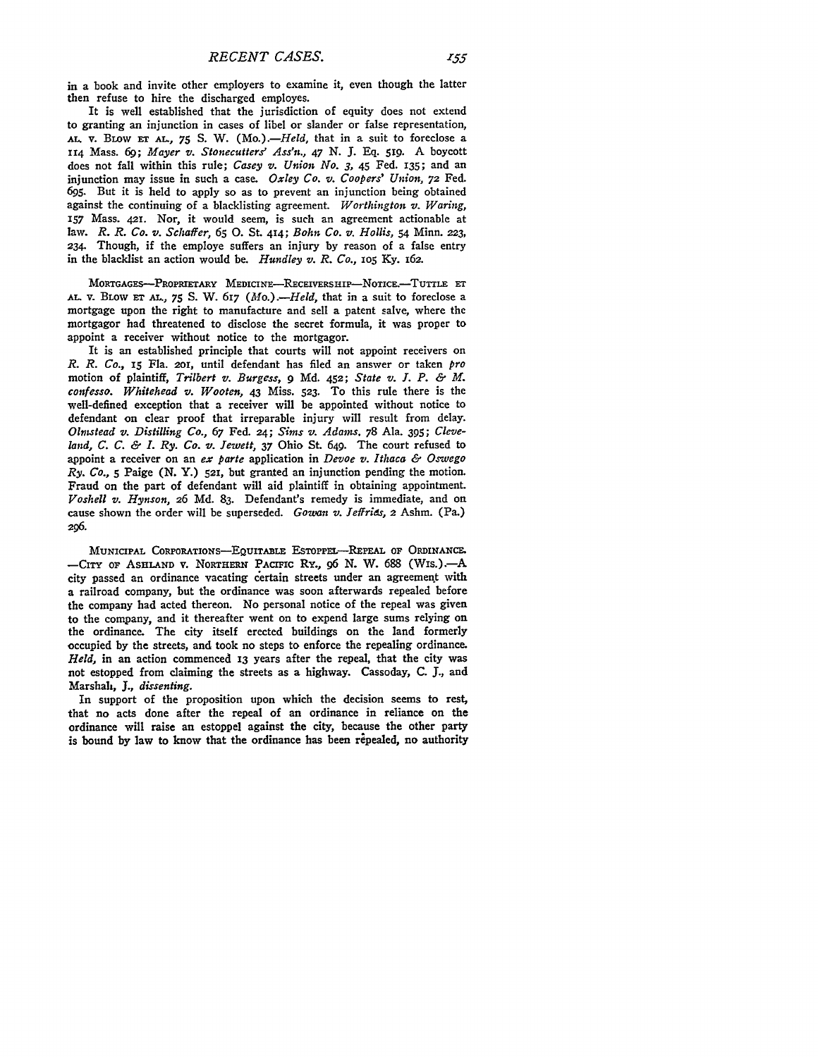in a book and invite other employers to examine it, even though the latter then refuse to hire the discharged employes.

It is well established that the jurisdiction of equity does not extend to granting an injunction in cases of libel or slander or false representation, AL. v. BLOW ET AL., 75 S. W. (Mo.).—*Held*, that in a suit to foreclose a 114 Mass. 69; *Mayer v. Stonecutters' Ass'n.*, 47 N. J. Eq. 519. A boycott does not fall within this rule; *Casey v. Union No. 3*, 45 Fed. 135; and an injunction may issue in such a case. *Oxley Co. v. Coopers' Union*, 72 Fed. 695. But it is held to apply so as to prevent an injunction being obtained against the continuing of a blacklisting agreement. *Worthington v. Waring*, 157 Mass. 421. Nor, it would seem, is such an agreement actionable at law. *R. R. Co. v. Schaffer*, 65 O. St. 414; *Bohn Co. v. Hollis*, 54 Minn. 223, 234. Though, if the employe suffers an injury by reason of a false entry in the blacklist an action would be. *Hundley v. R. Co.*, 105 Ky. 162.

MORTGAGES—PROPRIETARY MEDICINE—RECEIVERSHIP—NOTICE.—TUTTLE ET AL. v. BLOW ET AL., 75 S. W. 617 (*Mo.*).—*Held*, that in a suit to foreclose a mortgage upon the right to manufacture and sell a patent salve, where the mortgagor had threatened to disclose the secret formula, it was proper to appoint a receiver without notice to the mortgagor.

It is an established principle that courts will not appoint receivers on *R. R. Co.*, 15 Fla. 201, until defendant has filed an answer or taken *pro* motion of plaintiff, *Trilbert v. Burgess*, 9 Md. 452; *State v. J. P. & M. confesso. Whitehead v. Wooten*, 43 Miss. 523. To this rule there is the well-defined exception that a receiver will be appointed without notice to defendant on clear proof that irreparable injury will result from delay. *Olmstead v. Distilling Co.*, 67 Fed. 24; *Sims v. Adams*, 78 Ala. 395; *Cleveland, C. C. & I. Ry. Co. v. Jewett*, 37 Ohio St. 649. The court refused to appoint a receiver on an *ex parte* application in *Devoe v. Ithaca & Oswego Ry. Co.*, 5 Paige (N. Y.) 521, but granted an injunction pending the motion. Fraud on the part of defendant will aid plaintiff in obtaining appointment. *Voshell v. Hynson*, 26 Md. 83. Defendant's remedy is immediate, and on cause shown the order will be superseded. *Gowan v. Jeffries*, 2 Ashm. (Pa.) 296.

MUNICIPAL CORPORATIONS—EQUITABLE ESTOPPEL—REPEAL OF ORDINANCE. —CITY OF ASHLAND v. NORTHERN PACIFIC RY., 96 N. W. 688 (WIS.).—A city passed an ordinance vacating certain streets under an agreement with a railroad company, but the ordinance was soon afterwards repealed before the company had acted thereon. No personal notice of the repeal was given to the company, and it thereafter went on to expend large sums relying on the ordinance. The city itself erected buildings on the land formerly occupied by the streets, and took no steps to enforce the repealing ordinance. *Held*, in an action commenced 13 years after the repeal, that the city was not estopped from claiming the streets as a highway. Cassoday, C. J., and Marshall, J., *dissenting*.

In support of the proposition upon which the decision seems to rest, that no acts done after the repeal of an ordinance in reliance on the ordinance will raise an estoppel against the city, because the other party is bound by law to know that the ordinance has been repealed, no authority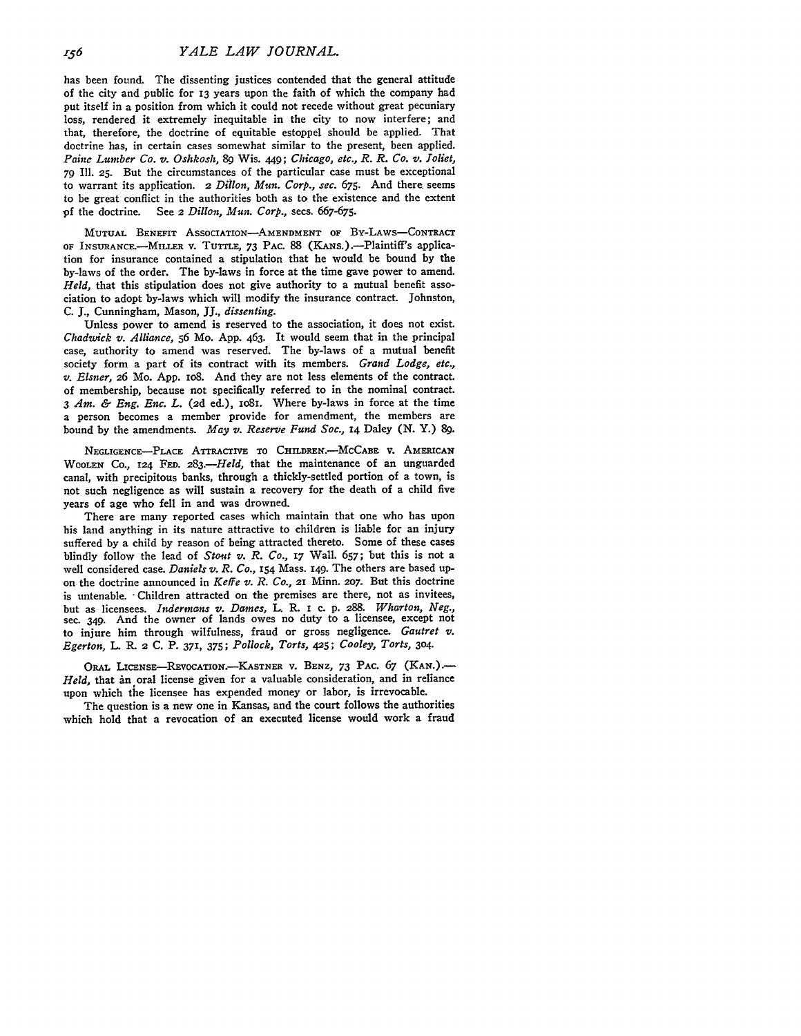has been found. The dissenting justices contended that the general attitude of the city and public for 13 years upon the faith of which the company had put itself in a position from which it could not recede without great pecuniary loss, rendered it extremely inequitable in the city to now interfere; and that, therefore, the doctrine of equitable estoppel should be applied. That doctrine has, in certain cases somewhat similar to the present, been applied. *Paine Lumber Co. v. Oshkosh*, 89 Wis. 449; *Chicago, etc., R. R. Co. v. Joliet*, 79 Ill. 25. But the circumstances of the particular case must be exceptional to warrant its application. *2 Dillon, Mun. Corp., sec.* 675. And there seems to be great conflict in the authorities both as to the existence and the extent of the doctrine. See *2 Dillon, Mun. Corp.*, secs. 667-675.

MUTUAL BENEFIT ASSOCIATION—AMENDMENT OF BY-LAWS—CONTRACT OF INSURANCE.—MILLER V. TUTTLE, 73 PAC. 88 (KANS.).—Plaintiff's application for insurance contained a stipulation that he would be bound by the by-laws of the order. The by-laws in force at the time gave power to amend. *Held*, that this stipulation does not give authority to a mutual benefit association to adopt by-laws which will modify the insurance contract. Johnston, C. J., Cunningham, Mason, JJ., *dissenting*.

Unless power to amend is reserved to the association, it does not exist. *Chadwick v. Alliance*, 56 Mo. App. 463. It would seem that in the principal case, authority to amend was reserved. The by-laws of a mutual benefit society form a part of its contract with its members. *Grand Lodge, etc., v. Elsner*, 26 Mo. App. 108. And they are not less elements of the contract of membership, because not specifically referred to in the nominal contract. *3 Am. & Eng. Enc. L.* (2d ed.), 1081. Where by-laws in force at the time a person becomes a member provide for amendment, the members are bound by the amendments. *May v. Reserve Fund Soc.*, 14 Daley (N. Y.) 89.

NEGLIGENCE—PLACE ATTRACTIVE TO CHILDREN.—MCCABE V. AMERICAN WOOLEN CO., 124 FED. 283.—*Held*, that the maintenance of an unguarded canal, with precipitous banks, through a thickly-settled portion of a town, is not such negligence as will sustain a recovery for the death of a child five years of age who fell in and was drowned.

There are many reported cases which maintain that one who has upon his land anything in its nature attractive to children is liable for an injury suffered by a child by reason of being attracted thereto. Some of these cases blindly follow the lead of *Stout v. R. Co.*, 17 Wall. 657; but this is not a well considered case. *Daniels v. R. Co.*, 154 Mass. 149. The others are based upon the doctrine announced in *Keffe v. R. Co.*, 21 Minn. 207. But this doctrine is untenable. Children attracted on the premises are there, not as invitees, but as licensees. *Indermans v. Dames*, L. R. 1 c. p. 288. *Wharton, Neg.*, sec. 349. And the owner of lands owes no duty to a licensee, except not to injure him through wilfulness, fraud or gross negligence. *Gautret v. Egerton*, L. R. 2 C. P. 371, 375; *Pollock, Torts*, 425; *Cooley, Torts*, 304.

ORAL LICENSE—REVOCATION.—KASTNER V. BENZ, 73 PAC. 67 (KAN.).—*Held*, that an oral license given for a valuable consideration, and in reliance upon which the licensee has expended money or labor, is irrevocable.

The question is a new one in Kansas, and the court follows the authorities which hold that a revocation of an executed license would work a fraud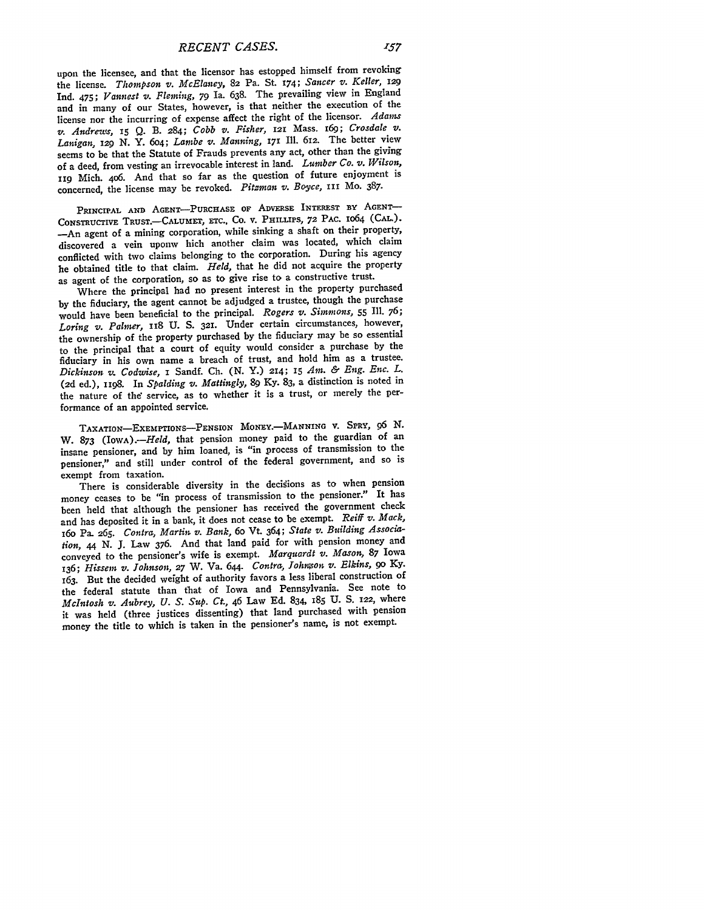upon the licensee, and that the licensor has estopped himself from revoking the license. *Thompson v. McElaney*, 82 Pa. St. 174; *Sancer v. Keller*, 129 Ind. 475; *Vannest v. Fleming*, 79 Ia. 638. The prevailing view in England and in many of our States, however, is that neither the execution of the license nor the incurring of expense affect the right of the licensor. *Adams v. Andrews*, 15 Q. B. 284; *Cobb v. Fisher*, 121 Mass. 169; *Crosdale v. Lanigan*, 129 N. Y. 604; *Lambe v. Manning*, 171 Ill. 612. The better view seems to be that the Statute of Frauds prevents any act, other than the giving of a deed, from vesting an irrevocable interest in land. *Lumber Co. v. Wilson*, 119 Mich. 406. And that so far as the question of future enjoyment is concerned, the license may be revoked. *Pitzman v. Boyce*, 111 Mo. 387.

PRINCIPAL AND AGENT—PURCHASE OF ADVERSE INTEREST BY AGENT—CONSTRUCTIVE TRUST.—CALUMET, ETC., CO. v. PHILLIPS, 72 PAC. 1064 (CAL.).—An agent of a mining corporation, while sinking a shaft on their property, discovered a vein uponw hich another claim was located, which claim conflicted with two claims belonging to the corporation. During his agency he obtained title to that claim. *Held*, that he did not acquire the property as agent of the corporation, so as to give rise to a constructive trust.

Where the principal had no present interest in the property purchased by the fiduciary, the agent cannot be adjudged a trustee, though the purchase would have been beneficial to the principal. *Rogers v. Simmons*, 55 Ill. 76; *Loring v. Palmer*, 118 U. S. 321. Under certain circumstances, however, the ownership of the property purchased by the fiduciary may be so essential to the principal that a court of equity would consider a purchase by the fiduciary in his own name a breach of trust, and hold him as a trustee. *Dickinson v. Codwise*, 1 Sandf. Ch. (N. Y.) 214; 15 *Am. & Eng. Enc. L.* (2d ed.), 1198. In *Spalding v. Mattingly*, 89 Ky. 83, a distinction is noted in the nature of the service, as to whether it is a trust, or merely the performance of an appointed service.

TAXATION—EXEMPTIONS—PENSION MONEY.—MANNING v. SPRY, 96 N. W. 873 (IOWA).—*Held*, that pension money paid to the guardian of an insane pensioner, and by him loaned, is "in process of transmission to the pensioner," and still under control of the federal government, and so is exempt from taxation.

There is considerable diversity in the decisions as to when pension money ceases to be "in process of transmission to the pensioner." It has been held that although the pensioner has received the government check and has deposited it in a bank, it does not cease to be exempt. *Reiff v. Mack*, 160 Pa. 265. *Contra*, *Martin v. Bank*, 60 Vt. 364; *State v. Building Association*, 44 N. J. Law 376. And that land paid for with pension money and conveyed to the pensioner's wife is exempt. *Marquardt v. Mason*, 87 Iowa 136; *Hissem v. Johnson*, 27 W. Va. 644. *Contra*, *Johnson v. Elkins*, 90 Ky. 163. But the decided weight of authority favors a less liberal construction of the federal statute than that of Iowa and Pennsylvania. See note to *McIntosh v. Aubrey*, *U. S. Sup. Ct.*, 46 Law Ed. 834, 185 U. S. 122, where it was held (three justices dissenting) that land purchased with pension money the title to which is taken in the pensioner's name, is not exempt.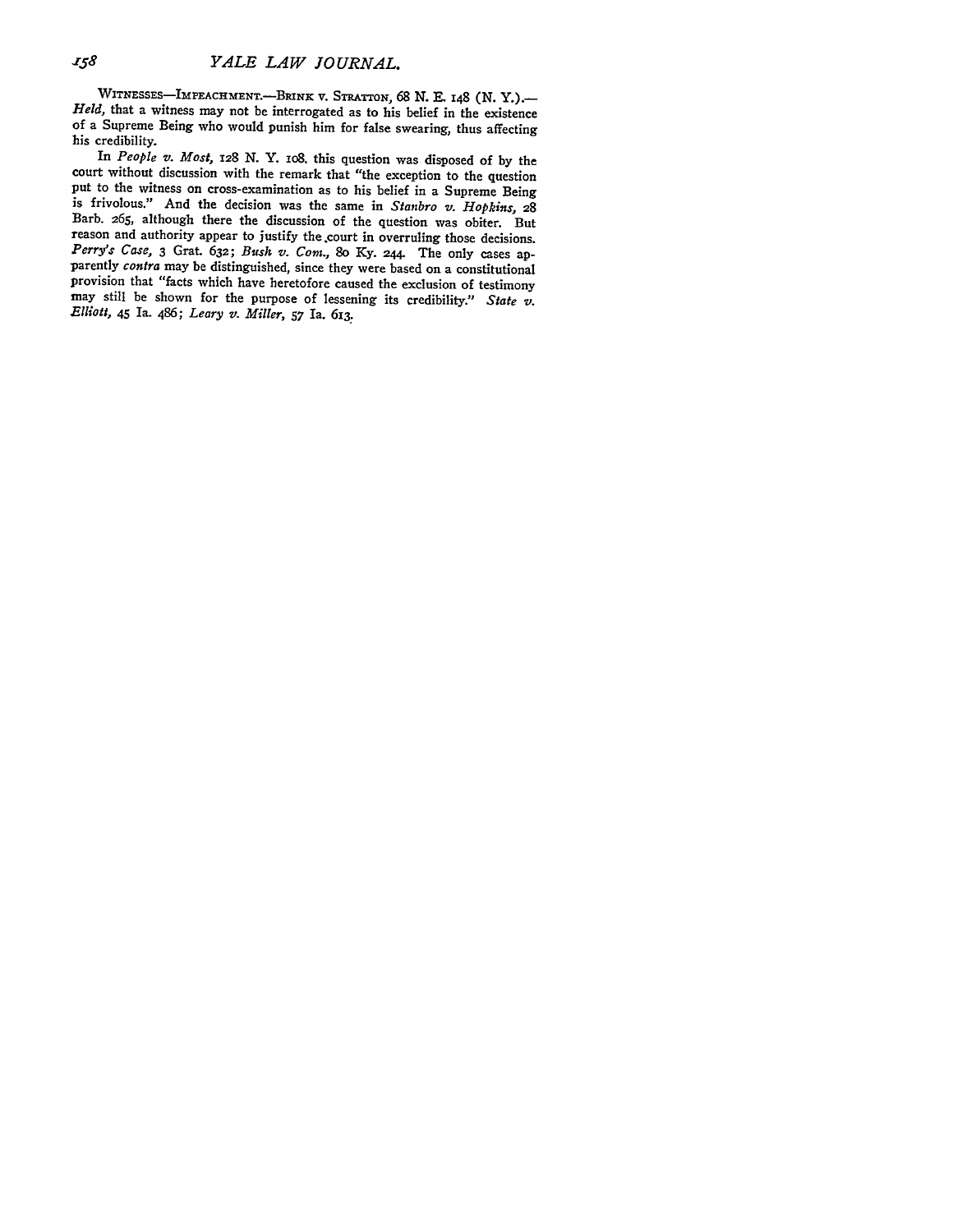WITNESSES—IMPEACHMENT.—BRINK v. STRATTON, 68 N. E. 148 (N. Y.).—*Held*, that a witness may not be interrogated as to his belief in the existence of a Supreme Being who would punish him for false swearing, thus affecting his credibility.

In *People v. Most*, 128 N. Y. 108. this question was disposed of by the court without discussion with the remark that "the exception to the question put to the witness on cross-examination as to his belief in a Supreme Being is frivolous." And the decision was the same in *Stanbro v. Hopkins*, 28 Barb. 265, although there the discussion of the question was obiter. But reason and authority appear to justify the court in overruling those decisions. *Perry's Case*, 3 Grat. 632; *Bush v. Com.*, 80 Ky. 244. The only cases apparently *contra* may be distinguished, since they were based on a constitutional provision that "facts which have heretofore caused the exclusion of testimony may still be shown for the purpose of lessening its credibility." *State v. Elliott*, 45 Ia. 486; *Leary v. Miller*, 57 Ia. 613.